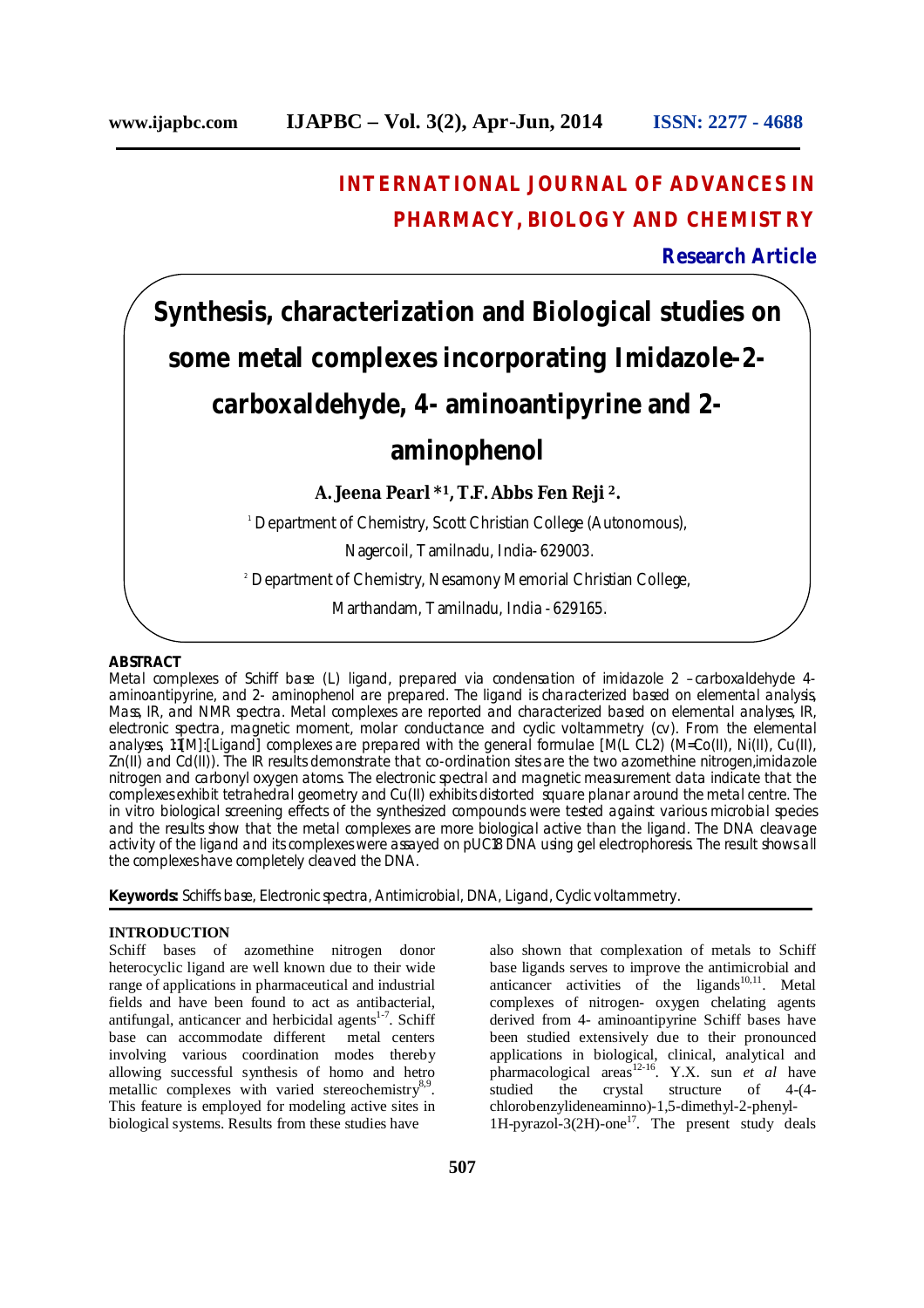# INTERNATIONAL JOURNAL OF ADVANCES IN PHARMACY, BIOLOGY AND CHEMISTRY

**Research Article**

# Synthesis, characterization and Biological studies on some metal complexes incorporating Imidazole-2-carboxaldehyde, 4- aminoantipyrine and 2-aminophenol

**A. Jeena Pearl *[1], T.F. Abbs Fen Reji [2].**

[1] Department of Chemistry, Scott Christian College (Autonomous), Nagercoil, Tamilnadu, India- 629003.

[2] Department of Chemistry, Nesamony Memorial Christian College, Marthandam, Tamilnadu, India - 629165.

## ABSTRACT

Metal complexes of Schiff base (L) ligand, prepared via condensation of imidazole 2 –carboxaldehyde 4-aminoantipyrine, and 2- aminophenol are prepared. The ligand is characterized based on elemental analysis, Mass, IR, and NMR spectra. Metal complexes are reported and characterized based on elemental analyses, IR, electronic spectra, magnetic moment, molar conductance and cyclic voltammetry (cv). From the elemental analyses, 1:1[M]:[Ligand] complexes are prepared with the general formulae [M(L CL2) (M=Co(II), Ni(II), Cu(II), Zn(II) and Cd(II)). The IR results demonstrate that co-ordination sites are the two azomethine nitrogen,imidazole nitrogen and carbonyl oxygen atoms. The electronic spectral and magnetic measurement data indicate that the complexes exhibit tetrahedral geometry and Cu(II) exhibits distorted square planar around the metal centre. The in vitro biological screening effects of the synthesized compounds were tested against various microbial species and the results show that the metal complexes are more biological active than the ligand. The DNA cleavage activity of the ligand and its complexes were assayed on pUC18 DNA using gel electrophoresis. The result shows all the complexes have completely cleaved the DNA.

**Keywords:** Schiffs base, Electronic spectra, Antimicrobial, DNA, Ligand, Cyclic voltammetry.

## INTRODUCTION

Schiff bases of azomethine nitrogen donor heterocyclic ligand are well known due to their wide range of applications in pharmaceutical and industrial fields and have been found to act as antibacterial, antifungal, anticancer and herbicidal agents[1-7]. Schiff base can accommodate different metal centers involving various coordination modes thereby allowing successful synthesis of homo and hetro metallic complexes with varied stereochemistry[8,9]. This feature is employed for modeling active sites in biological systems. Results from these studies have also shown that complexation of metals to Schiff base ligands serves to improve the antimicrobial and anticancer activities of the ligands[10,11]. Metal complexes of nitrogen- oxygen chelating agents derived from 4- aminoantipyrine Schiff bases have been studied extensively due to their pronounced applications in biological, clinical, analytical and pharmacological areas[12-16]. Y.X. sun *et al* have studied the crystal structure of 4-(4-chlorobenzylideneaminno)-1,5-dimethyl-2-phenyl-1H-pyrazol-3(2H)-one[17]. The present study deals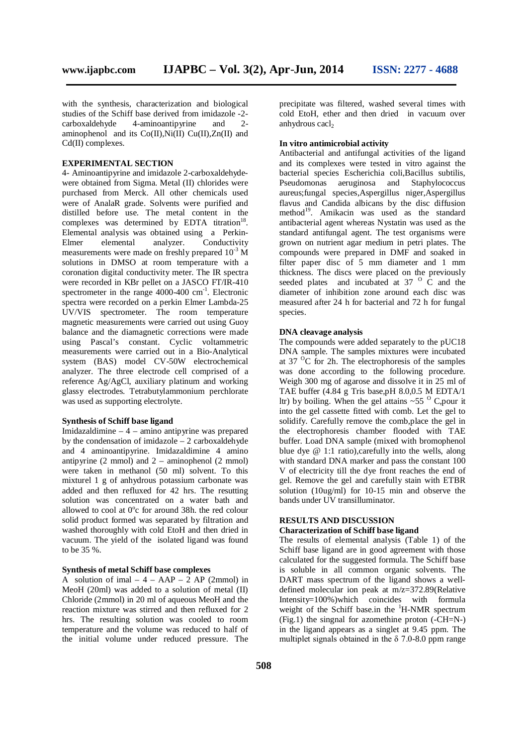with the synthesis, characterization and biological studies of the Schiff base derived from imidazole -2-carboxaldehyde 4-aminoantipyrine and 2-aminophenol and its Co(II),Ni(II) Cu(II),Zn(II) and Cd(II) complexes.

## EXPERIMENTAL SECTION

4- Aminoantipyrine and imidazole 2-carboxaldehyde-were obtained from Sigma. Metal (II) chlorides were purchased from Merck. All other chemicals used were of AnalaR grade. Solvents were purified and distilled before use. The metal content in the complexes was determined by EDTA titration[18]. Elemental analysis was obtained using a Perkin-Elmer elemental analyzer. Conductivity measurements were made on freshly prepared $10^{-3}$ M solutions in DMSO at room temperature with a coronation digital conductivity meter. The IR spectra were recorded in KBr pellet on a JASCO FT/IR-410 spectrometer in the range 4000-400 $cm^{-1}$. Electronic spectra were recorded on a perkin Elmer Lambda-25 UV/VIS spectrometer. The room temperature magnetic measurements were carried out using Guoy balance and the diamagnetic corrections were made using Pascal's constant. Cyclic voltammetric measurements were carried out in a Bio-Analytical system (BAS) model CV-50W electrochemical analyzer. The three electrode cell comprised of a reference Ag/AgCl, auxiliary platinum and working glassy electrodes. Tetrabutylammonium perchlorate was used as supporting electrolyte.

### Synthesis of Schiff base ligand

Imidazaldimine – 4 – amino antipyrine was prepared by the condensation of imidazole – 2 carboxaldehyde and 4 aminoantipyrine. Imidazaldimine 4 amino antipyrine (2 mmol) and 2 – aminophenol (2 mmol) were taken in methanol (50 ml) solvent. To this mixturel 1 g of anhydrous potassium carbonate was added and then refluxed for 42 hrs. The resulting solution was concentrated on a water bath and allowed to cool at 0°c for around 38h. the red colour solid product formed was separated by filtration and washed thoroughly with cold EtoH and then dried in vacuum. The yield of the isolated ligand was found to be 35 %.

### Synthesis of metal Schiff base complexes

A solution of imal – 4 – AAP – 2 AP (2mmol) in MeOH (20ml) was added to a solution of metal (II) Chloride (2mmol) in 20 ml of aqueous MeOH and the reaction mixture was stirred and then refluxed for 2 hrs. The resulting solution was cooled to room temperature and the volume was reduced to half of the initial volume under reduced pressure. The precipitate was filtered, washed several times with cold EtoH, ether and then dried in vacuum over anhydrous $cacl_2$

### In vitro antimicrobial activity

Antibacterial and antifungal activities of the ligand and its complexes were tested in vitro against the bacterial species Escherichia coli,Bacillus subtilis, Pseudomonas aeruginosa and Staphylococcus aureus;fungal species,Aspergillus niger,Aspergillus flavus and Candida albicans by the disc diffusion method[19]. Amikacin was used as the standard antibacterial agent whereas Nystatin was used as the standard antifungal agent. The test organisms were grown on nutrient agar medium in petri plates. The compounds were prepared in DMF and soaked in filter paper disc of 5 mm diameter and 1 mm thickness. The discs were placed on the previously seeded plates and incubated at 37 $^{O}$ C and the diameter of inhibition zone around each disc was measured after 24 h for bacterial and 72 h for fungal species.

### DNA cleavage analysis

The compounds were added separately to the pUC18 DNA sample. The samples mixtures were incubated at 37 $^{O}$C for 2h. The electrophoresis of the samples was done according to the following procedure. Weigh 300 mg of agarose and dissolve it in 25 ml of TAE buffer (4.84 g Tris base,pH 8.0,0.5 M EDTA/1 ltr) by boiling. When the gel attains ~55 $^{O}$ C,pour it into the gel cassette fitted with comb. Let the gel to solidify. Carefully remove the comb,place the gel in the electrophoresis chamber flooded with TAE buffer. Load DNA sample (mixed with bromophenol blue dye @ 1:1 ratio),carefully into the wells, along with standard DNA marker and pass the constant 100 V of electricity till the dye front reaches the end of gel. Remove the gel and carefully stain with ETBR solution (10ug/ml) for 10-15 min and observe the bands under UV transilluminator.

## RESULTS AND DISCUSSION

### Characterization of Schiff base ligand

The results of elemental analysis (Table 1) of the Schiff base ligand are in good agreement with those calculated for the suggested formula. The Schiff base is soluble in all common organic solvents. The DART mass spectrum of the ligand shows a well-defined molecular ion peak at m/z=372.89(Relative Intensity=100%)which coincides with formula weight of the Schiff base.in the $^{1}$H-NMR spectrum (Fig.1) the singnal for azomethine proton (-CH=N-) in the ligand appears as a singlet at 9.45 ppm. The multiplet signals obtained in the δ 7.0-8.0 ppm range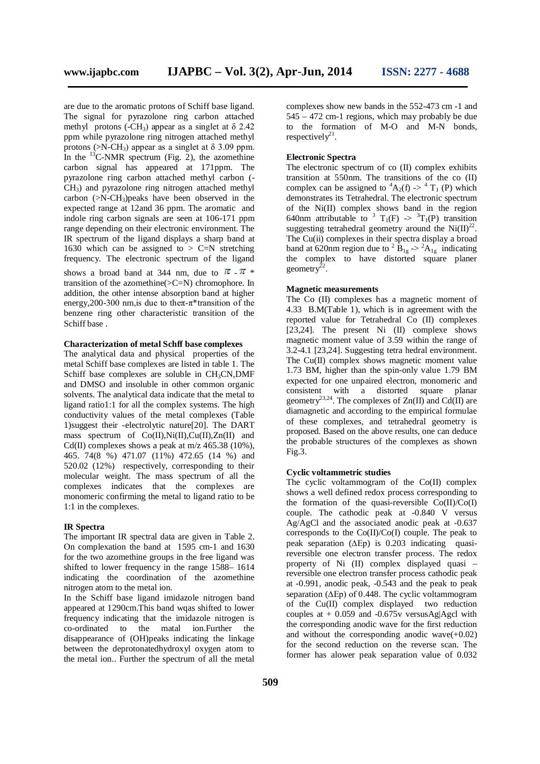are due to the aromatic protons of Schiff base ligand. The signal for pyrazolone ring carbon attached methyl protons ($-CH_3$) appear as a singlet at δ 2.42 ppm while pyrazolone ring nitrogen attached methyl protons ($>N-CH_3$) appear as a singlet at δ 3.09 ppm. In the $^{13}$C-NMR spectrum (Fig. 2), the azomethine carbon signal has appeared at 171ppm. The pyrazolone ring carbon attached methyl carbon ($-CH_3$) and pyrazolone ring nitrogen attached methyl carbon ($>N-CH_3$)peaks have been observed in the expected range at 12and 36 ppm. The aromatic and indole ring carbon signals are seen at 106-171 ppm range depending on their electronic environment. The IR spectrum of the ligand displays a sharp band at 1630 which can be assigned to > C=N stretching frequency. The electronic spectrum of the ligand shows a broad band at 344 nm, due to $\pi$ - $\pi$ * transition of the azomethine(>C=N) chromophore. In addition, the other intense absorption band at higher energy,200-300 nm,is due to the$\pi$-$\pi$*transition of the benzene ring other characteristic transition of the Schiff base .

**Characterization of metal Schff base complexes**

The analytical data and physical properties of the metal Schiff base complexes are listed in table 1. The Schiff base complexes are soluble in $CH_3CN$,DMF and DMSO and insoluble in other common organic solvents. The analytical data indicate that the metal to ligand ratio1:1 for all the complex systems. The high conductivity values of the metal complexes (Table 1)suggest their -electrolytic nature[20]. The DART mass spectrum of Co(II),Ni(II),Cu(II),Zn(II) and Cd(II) complexes shows a peak at m/z 465.38 (10%), 465. 74(8 %) 471.07 (11%) 472.65 (14 %) and 520.02 (12%) respectively, corresponding to their molecular weight. The mass spectrum of all the complexes indicates that the complexes are monomeric confirming the metal to ligand ratio to be 1:1 in the complexes.

**IR Spectra**

The important IR spectral data are given in Table 2. On complexation the band at 1595 cm-1 and 1630 for the two azomethine groups in the free ligand was shifted to lower frequency in the range 1588– 1614 indicating the coordination of the azomethine nitrogen atom to the metal ion.

In the Schiff base ligand imidazole nitrogen band appeared at 1290cm.This band wqas shifted to lower frequency indicating that the imidazole nitrogen is co-ordinated to the matal ion.Further the disappearance of (OH)peaks indicating the linkage between the deprotonatedhydroxyl oxygen atom to the metal ion.. Further the spectrum of all the metal complexes show new bands in the 552-473 cm -1 and 545 – 472 cm-1 regions, which may probably be due to the formation of M-O and M-N bonds, respectively[21].

**Electronic Spectra**

The electronic spectrum of co (II) complex exhibits transition at 550nm. The transitions of the co (II) complex can be assigned to $^4A_2(f)$ -> $^4T_1$ (P) which demonstrates its Tetrahedral. The electronic spectrum of the Ni(II) complex shows band in the region 640nm attributable to $^3T_1(F)$ -> $^3T_1(P)$ transition suggesting tetrahedral geometry around the Ni(II)[22]. The Cu(ii) complexes in their spectra display a broad band at 620nm region due to $^2B_{1g}$ -> $^2A_{1g}$ indicating the complex to have distorted square planer geometry[22].

**Magnetic measurements**

The Co (II) complexes has a magnetic moment of 4.33 B.M(Table 1), which is in agreement with the reported value for Tetrahedral Co (II) complexes [23,24]. The present Ni (II) complexe shows magnetic moment value of 3.59 within the range of 3.2-4.1 [23,24]. Suggesting tetra hedral environment. The Cu(II) complex shows magnetic moment value 1.73 BM, higher than the spin-only value 1.79 BM expected for one unpaired electron, monomeric and consistent with a distorted square planar geometry[23,24]. The complexes of Zn(II) and Cd(II) are diamagnetic and according to the empirical formulae of these complexes, and tetrahedral geometry is proposed. Based on the above results, one can deduce the probable structures of the complexes as shown Fig.3.

**Cyclic voltammetric studies**

The cyclic voltammogram of the Co(II) complex shows a well defined redox process corresponding to the formation of the quasi-reversible Co(II)/Co(I) couple. The cathodic peak at -0.840 V versus Ag/AgCl and the associated anodic peak at -0.637 corresponds to the Co(II)/Co(I) couple. The peak to peak separation (ΔEp) is 0.203 indicating quasi-reversible one electron transfer process. The redox property of Ni (II) complex displayed quasi – reversible one electron transfer process cathodic peak at -0.991, anodic peak, -0.543 and the peak to peak separation (ΔEp) of 0.448. The cyclic voltammogram of the Cu(II) complex displayed two reduction couples at + 0.059 and -0.675v versusAg|Agcl with the corresponding anodic wave for the first reduction and without the corresponding anodic wave(+0.02) for the second reduction on the reverse scan. The former has alower peak separation value of 0.032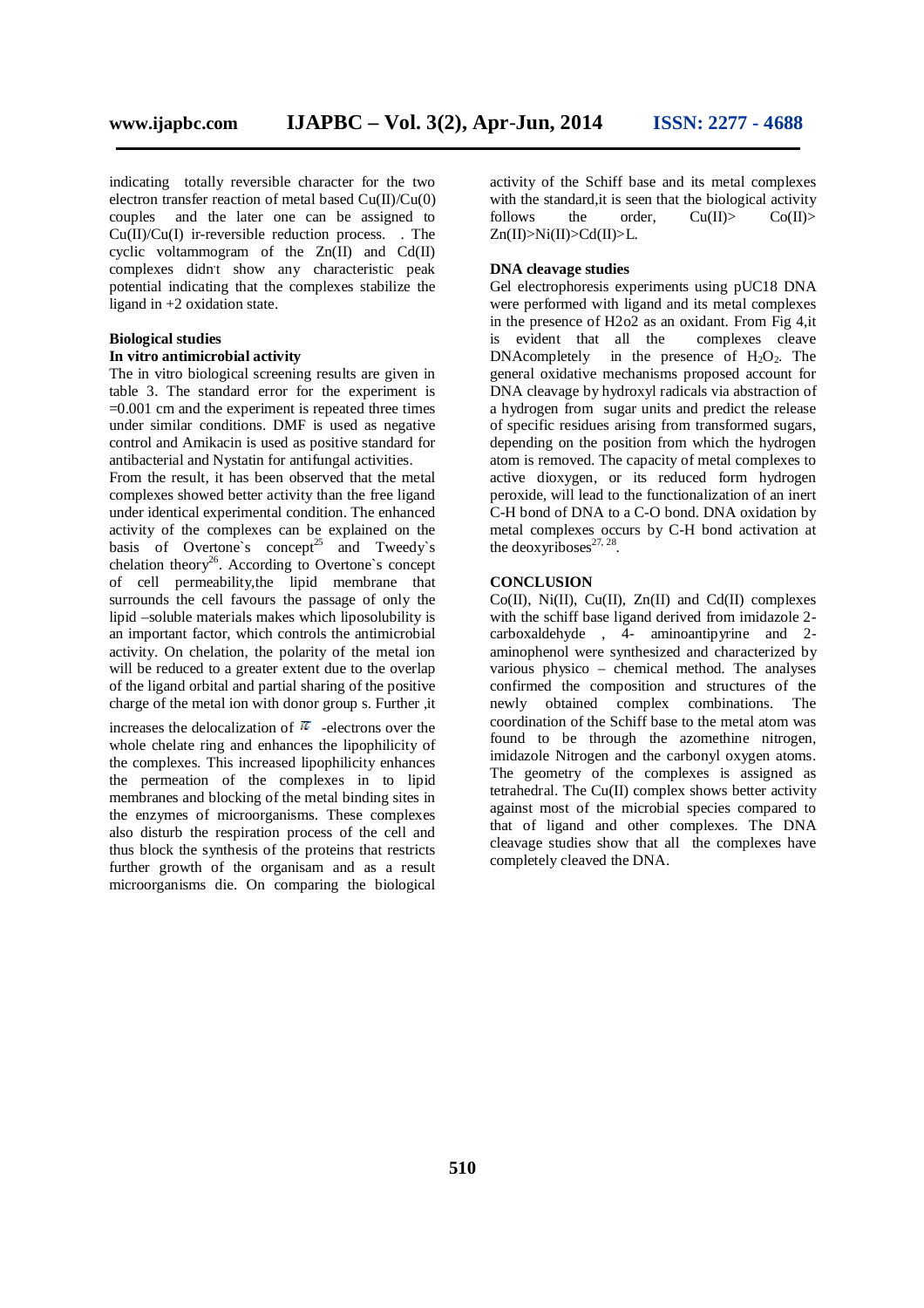indicating totally reversible character for the two electron transfer reaction of metal based Cu(II)/Cu(0) couples and the later one can be assigned to Cu(II)/Cu(I) ir-reversible reduction process. . The cyclic voltammogram of the Zn(II) and Cd(II) complexes didn't show any characteristic peak potential indicating that the complexes stabilize the ligand in +2 oxidation state.

### Biological studies

#### In vitro antimicrobial activity

The in vitro biological screening results are given in table 3. The standard error for the experiment is =0.001 cm and the experiment is repeated three times under similar conditions. DMF is used as negative control and Amikacin is used as positive standard for antibacterial and Nystatin for antifungal activities.

From the result, it has been observed that the metal complexes showed better activity than the free ligand under identical experimental condition. The enhanced activity of the complexes can be explained on the basis of Overtone`s concept[25] and Tweedy`s chelation theory[26]. According to Overtone`s concept of cell permeability,the lipid membrane that surrounds the cell favours the passage of only the lipid –soluble materials makes which liposolubility is an important factor, which controls the antimicrobial activity. On chelation, the polarity of the metal ion will be reduced to a greater extent due to the overlap of the ligand orbital and partial sharing of the positive charge of the metal ion with donor group s. Further ,it increases the delocalization of $\pi$ -electrons over the whole chelate ring and enhances the lipophilicity of the complexes. This increased lipophilicity enhances the permeation of the complexes in to lipid membranes and blocking of the metal binding sites in the enzymes of microorganisms. These complexes also disturb the respiration process of the cell and thus block the synthesis of the proteins that restricts further growth of the organisam and as a result microorganisms die. On comparing the biological activity of the Schiff base and its metal complexes with the standard,it is seen that the biological activity follows the order, Cu(II)> Co(II)> Zn(II)>Ni(II)>Cd(II)>L.

### DNA cleavage studies

Gel electrophoresis experiments using pUC18 DNA were performed with ligand and its metal complexes in the presence of H2o2 as an oxidant. From Fig 4,it is evident that all the complexes cleave DNAcompletely in the presence of $H_2O_2$. The general oxidative mechanisms proposed account for DNA cleavage by hydroxyl radicals via abstraction of a hydrogen from sugar units and predict the release of specific residues arising from transformed sugars, depending on the position from which the hydrogen atom is removed. The capacity of metal complexes to active dioxygen, or its reduced form hydrogen peroxide, will lead to the functionalization of an inert C-H bond of DNA to a C-O bond. DNA oxidation by metal complexes occurs by C-H bond activation at the deoxyriboses[27, 28].

## CONCLUSION

Co(II), Ni(II), Cu(II), Zn(II) and Cd(II) complexes with the schiff base ligand derived from imidazole 2-carboxaldehyde , 4- aminoantipyrine and 2-aminophenol were synthesized and characterized by various physico – chemical method. The analyses confirmed the composition and structures of the newly obtained complex combinations. The coordination of the Schiff base to the metal atom was found to be through the azomethine nitrogen, imidazole Nitrogen and the carbonyl oxygen atoms. The geometry of the complexes is assigned as tetrahedral. The Cu(II) complex shows better activity against most of the microbial species compared to that of ligand and other complexes. The DNA cleavage studies show that all the complexes have completely cleaved the DNA.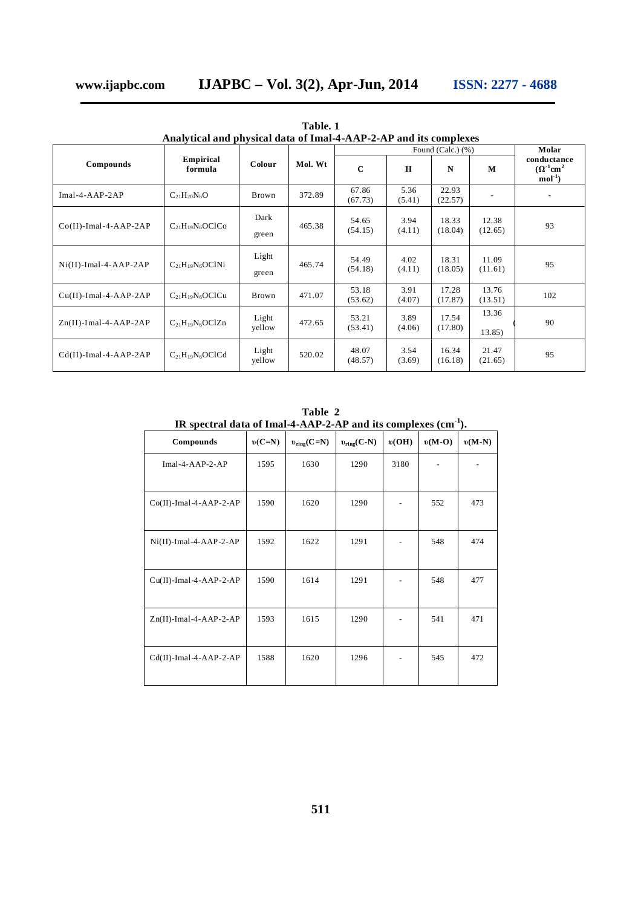**Table. 1**
**Analytical and physical data of Imal-4-AAP-2-AP and its complexes**

| Compounds | Empirical formula | Colour | Mol. Wt | Found (Calc.) (%) | | | | Molar conductance ($\Omega^{-1}cm^2 mol^{-1}$) |
|---|---|---|---|---|---|---|---|---|
| | | | | C | H | N | M | |
| Imal-4-AAP-2AP | $C_{21}H_{20}N_6O$ | Brown | 372.89 | 67.86 (67.73) | 5.36 (5.41) | 22.93 (22.57) | - | - |
| Co(II)-Imal-4-AAP-2AP | $C_{21}H_{19}N_6OClCo$ | Dark green | 465.38 | 54.65 (54.15) | 3.94 (4.11) | 18.33 (18.04) | 12.38 (12.65) | 93 |
| Ni(II)-Imal-4-AAP-2AP | $C_{21}H_{19}N_6OClNi$ | Light green | 465.74 | 54.49 (54.18) | 4.02 (4.11) | 18.31 (18.05) | 11.09 (11.61) | 95 |
| Cu(II)-Imal-4-AAP-2AP | $C_{21}H_{19}N_6OClCu$ | Brown | 471.07 | 53.18 (53.62) | 3.91 (4.07) | 17.28 (17.87) | 13.76 (13.51) | 102 |
| Zn(II)-Imal-4-AAP-2AP | $C_{21}H_{19}N_6OClZn$ | Light yellow | 472.65 | 53.21 (53.41) | 3.89 (4.06) | 17.54 (17.80) | 13.36 (13.85) | 90 |
| Cd(II)-Imal-4-AAP-2AP | $C_{21}H_{19}N_6OClCd$ | Light yellow | 520.02 | 48.07 (48.57) | 3.54 (3.69) | 16.34 (16.18) | 21.47 (21.65) | 95 |

**Table 2**
**IR spectral data of Imal-4-AAP-2-AP and its complexes ($cm^{-1}$).**

| Compounds | $\upsilon$(C=N) | $\upsilon_{ring}$(C=N) | $\upsilon_{ring}$(C-N) | $\upsilon$(OH) | $\upsilon$(M-O) | $\upsilon$(M-N) |
|---|---|---|---|---|---|---|
| Imal-4-AAP-2-AP | 1595 | 1630 | 1290 | 3180 | - | - |
| Co(II)-Imal-4-AAP-2-AP | 1590 | 1620 | 1290 | - | 552 | 473 |
| Ni(II)-Imal-4-AAP-2-AP | 1592 | 1622 | 1291 | - | 548 | 474 |
| Cu(II)-Imal-4-AAP-2-AP | 1590 | 1614 | 1291 | - | 548 | 477 |
| Zn(II)-Imal-4-AAP-2-AP | 1593 | 1615 | 1290 | - | 541 | 471 |
| Cd(II)-Imal-4-AAP-2-AP | 1588 | 1620 | 1296 | - | 545 | 472 |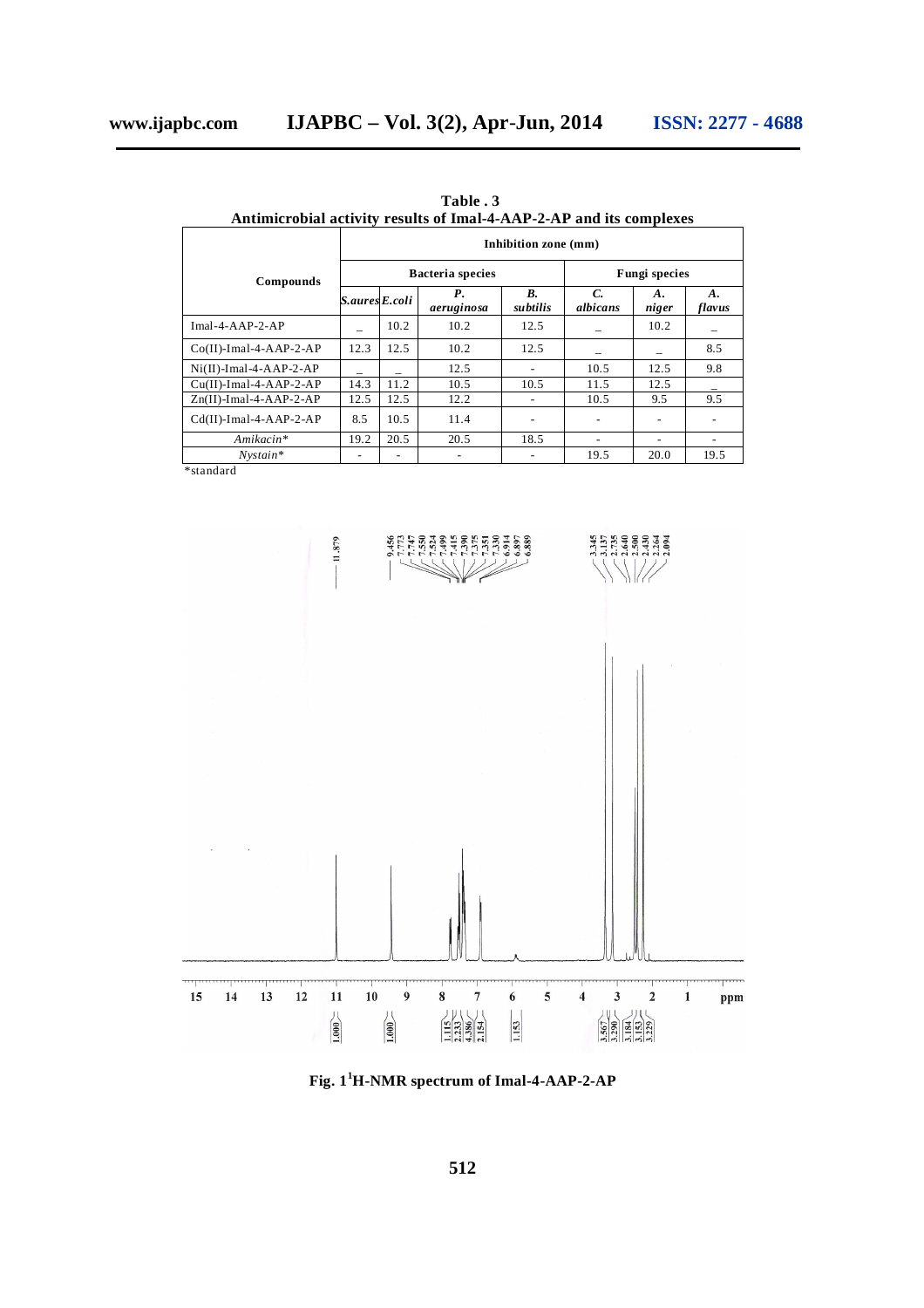**Table . 3**
**Antimicrobial activity results of Imal-4-AAP-2-AP and its complexes**

| Compounds | Inhibition zone (mm) | | | | | | |
|---|---|---|---|---|---|---|---|
| | Bacteria species | | | | Fungi species | | |
| | *S.aures* | *E.coli* | *P. aeruginosa* | *B. subtilis* | *C. albicans* | *A. niger* | *A. flavus* |
| Imal-4-AAP-2-AP | _ | 10.2 | 10.2 | 12.5 | _ | 10.2 | _ |
| Co(II)-Imal-4-AAP-2-AP | 12.3 | 12.5 | 10.2 | 12.5 | _ | _ | 8.5 |
| Ni(II)-Imal-4-AAP-2-AP | _ | _ | 12.5 | - | 10.5 | 12.5 | 9.8 |
| Cu(II)-Imal-4-AAP-2-AP | 14.3 | 11.2 | 10.5 | 10.5 | 11.5 | 12.5 | _ |
| Zn(II)-Imal-4-AAP-2-AP | 12.5 | 12.5 | 12.2 | - | 10.5 | 9.5 | 9.5 |
| Cd(II)-Imal-4-AAP-2-AP | 8.5 | 10.5 | 11.4 | - | - | - | - |
| *Amikacin** | 19.2 | 20.5 | 20.5 | 18.5 | - | - | - |
| *Nystain** | - | - | - | - | 19.5 | 20.0 | 19.5 |

*standard

**Fig. 1 $^{1}$H-NMR spectrum of Imal-4-AAP-2-AP**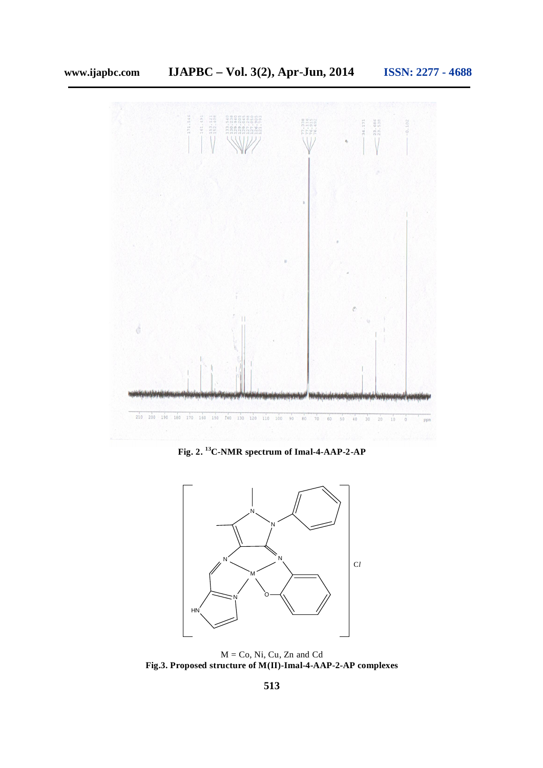Fig. 2. $^{13}$C-NMR spectrum of Imal-4-AAP-2-AP

Cl

M = Co, Ni, Cu, Zn and Cd

**Fig.3. Proposed structure of M(II)-Imal-4-AAP-2-AP complexes**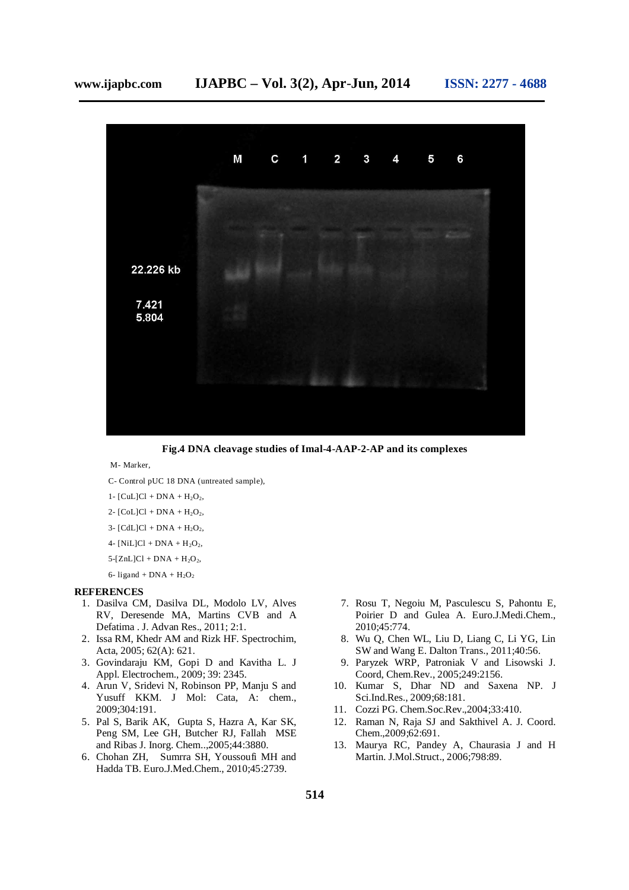**Fig.4 DNA cleavage studies of Imal-4-AAP-2-AP and its complexes**

M- Marker,

C- Control pUC 18 DNA (untreated sample),

1- $[CuL]Cl$ + DNA + $H_2O_2$,

2- $[CoL]Cl$ + DNA + $H_2O_2$,

3- $[CdL]Cl$ + DNA + $H_2O_2$,

4- $[NiL]Cl$ + DNA + $H_2O_2$,

5-$[ZnL]Cl$ + DNA + $H_2O_2$,

6- ligand + DNA + $H_2O_2$

## REFERENCES

1. Dasilva CM, Dasilva DL, Modolo LV, Alves RV, Deresende MA, Martins CVB and A Defatima . J. Advan Res., 2011; 2:1.
2. Issa RM, Khedr AM and Rizk HF. Spectrochim, Acta, 2005; 62(A): 621.
3. Govindaraju KM, Gopi D and Kavitha L. J Appl. Electrochem., 2009; 39: 2345.
4. Arun V, Sridevi N, Robinson PP, Manju S and Yusuff KKM. J Mol: Cata, A: chem., 2009;304:191.
5. Pal S, Barik AK, Gupta S, Hazra A, Kar SK, Peng SM, Lee GH, Butcher RJ, Fallah MSE and Ribas J. Inorg. Chem..,2005;44:3880.
6. Chohan ZH, Sumrra SH, Youssoufi MH and Hadda TB. Euro.J.Med.Chem., 2010;45:2739.
7. Rosu T, Negoiu M, Pasculescu S, Pahontu E, Poirier D and Gulea A. Euro.J.Medi.Chem., 2010;45:774.
8. Wu Q, Chen WL, Liu D, Liang C, Li YG, Lin SW and Wang E. Dalton Trans., 2011;40:56.
9. Paryzek WRP, Patroniak V and Lisowski J. Coord, Chem.Rev., 2005;249:2156.
10. Kumar S, Dhar ND and Saxena NP. J Sci.Ind.Res., 2009;68:181.
11. Cozzi PG. Chem.Soc.Rev.,2004;33:410.
12. Raman N, Raja SJ and Sakthivel A. J. Coord. Chem.,2009;62:691.
13. Maurya RC, Pandey A, Chaurasia J and H Martin. J.Mol.Struct., 2006;798:89.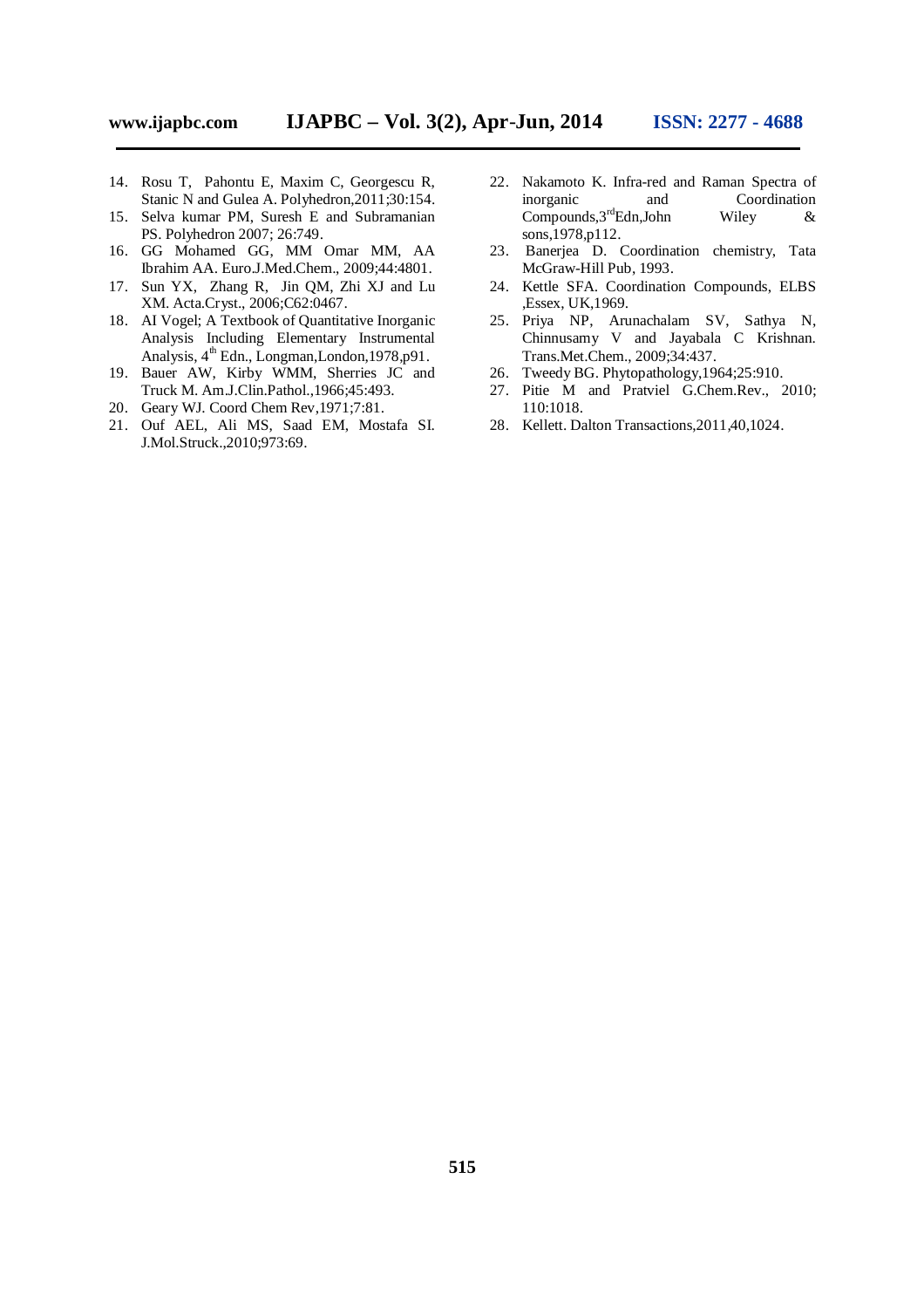14. Rosu T, Pahontu E, Maxim C, Georgescu R, Stanic N and Gulea A. Polyhedron,2011;30:154.
15. Selva kumar PM, Suresh E and Subramanian PS. Polyhedron 2007; 26:749.
16. GG Mohamed GG, MM Omar MM, AA Ibrahim AA. Euro.J.Med.Chem., 2009;44:4801.
17. Sun YX, Zhang R, Jin QM, Zhi XJ and Lu XM. Acta.Cryst., 2006;C62:0467.
18. AI Vogel; A Textbook of Quantitative Inorganic Analysis Including Elementary Instrumental Analysis, 4th Edn., Longman,London,1978,p91.
19. Bauer AW, Kirby WMM, Sherries JC and Truck M. Am.J.Clin.Pathol.,1966;45:493.
20. Geary WJ. Coord Chem Rev,1971;7:81.
21. Ouf AEL, Ali MS, Saad EM, Mostafa SI. J.Mol.Struck.,2010;973:69.
22. Nakamoto K. Infra-red and Raman Spectra of inorganic and Coordination Compounds,3rdEdn,John Wiley & sons,1978,p112.
23. Banerjea D. Coordination chemistry, Tata McGraw-Hill Pub, 1993.
24. Kettle SFA. Coordination Compounds, ELBS ,Essex, UK,1969.
25. Priya NP, Arunachalam SV, Sathya N, Chinnusamy V and Jayabala C Krishnan. Trans.Met.Chem., 2009;34:437.
26. Tweedy BG. Phytopathology,1964;25:910.
27. Pitie M and Pratviel G.Chem.Rev., 2010; 110:1018.
28. Kellett. Dalton Transactions,2011,40,1024.